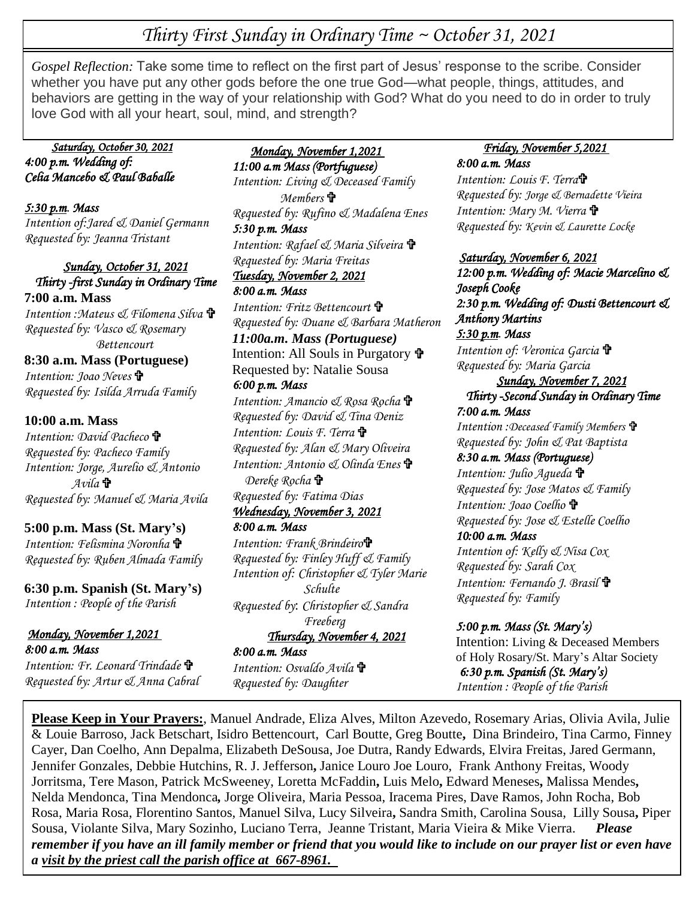# *Thirty First Sunday in Ordinary Time ~ October 31, 2021*

*Gospel Reflection:* Take some time to reflect on the first part of Jesus' response to the scribe. Consider whether you have put any other gods before the one true God—what people, things, attitudes, and behaviors are getting in the way of your relationship with God? What do you need to do in order to truly love God with all your heart, soul, mind, and strength?

***Saturday, October 30, 2021***

*4:00 p.m. Wedding of: Celia Mancebo & Paul Baballe*

*5:30 p.m. Mass*
*Intention of: Jared & Daniel Germann*
*Requested by: Jeanna Tristant*

***Sunday, October 31, 2021***
***Thirty -first Sunday in Ordinary Time***

**7:00 a.m. Mass**
*Intention :Mateus & Filomena Silva ✞*
*Requested by: Vasco & Rosemary Bettencourt*

**8:30 a.m. Mass (Portuguese)**
*Intention: Joao Neves ✞*
*Requested by: Isilda Arruda Family*

**10:00 a.m. Mass**
*Intention: David Pacheco ✞*
*Requested by: Pacheco Family*
*Intention: Jorge, Aurelio & Antonio Avila ✞*
*Requested by: Manuel & Maria Avila*

**5:00 p.m. Mass (St. Mary's)**
*Intention: Felismina Noronha ✞*
*Requested by: Ruben Almada Family*

**6:30 p.m. Spanish (St. Mary's)**
*Intention : People of the Parish*

***Monday, November 1,2021***

*8:00 a.m. Mass*
*Intention: Fr. Leonard Trindade ✞*
*Requested by: Artur & Anna Cabral*

*11:00 a.m Mass (Portfuguese)*
*Intention: Living & Deceased Family Members ✞*
*Requested by: Rufino & Madalena Enes*

*5:30 p.m. Mass*
*Intention: Rafael & Maria Silveira ✞*
*Requested by: Maria Freitas*

***Tuesday, November 2, 2021***

*8:00 a.m. Mass*
*Intention: Fritz Bettencourt ✞*
*Requested by: Duane & Barbara Matheron*

***11:00a.m. Mass (Portuguese)***
Intention: All Souls in Purgatory ✞
Requested by: Natalie Sousa

*6:00 p.m. Mass*
*Intention: Amancio & Rosa Rocha ✞*
*Requested by: David & Tina Deniz*
*Intention: Louis F. Terra ✞*
*Requested by: Alan & Mary Oliveira*
*Intention: Antonio & Olinda Enes ✞*
*Dereke Rocha ✞*
*Requested by: Fatima Dias*

***Wednesday, November 3, 2021***

*8:00 a.m. Mass*
*Intention: Frank Brindeiro✞*
*Requested by: Finley Huff & Family*
*Intention of: Christopher & Tyler Marie Schulte*
*Requested by: Christopher & Sandra Freeberg*

***Thursday, November 4, 2021***

*8:00 a.m. Mass*
*Intention: Osvaldo Avila ✞*
*Requested by: Daughter*

***Friday, November 5,2021***

*8:00 a.m. Mass*
*Intention: Louis F. Terra✞*
*Requested by: Jorge & Bernadette Vieira*
*Intention: Mary M. Vierra ✞*
*Requested by: Kevin & Laurette Locke*

***Saturday, November 6, 2021***

*12:00 p.m. Wedding of: Macie Marcelino & Joseph Cooke*

*2:30 p.m. Wedding of: Dusti Bettencourt & Anthony Martins*

*5:30 p.m. Mass*
*Intention of: Veronica Garcia ✞*
*Requested by: Maria Garcia*

***Sunday, November 7, 2021***
***Thirty -Second Sunday in Ordinary Time***

*7:00 a.m. Mass*
*Intention :Deceased Family Members ✞*
*Requested by: John & Pat Baptista*

*8:30 a.m. Mass (Portuguese)*
*Intention: Julio Agueda ✞*
*Requested by: Jose Matos & Family*
*Intention: Joao Coelho ✞*
*Requested by: Jose & Estelle Coelho*

*10:00 a.m. Mass*
*Intention of: Kelly & Nisa Cox*
*Requested by: Sarah Cox*
*Intention: Fernando J. Brasil ✞*
*Requested by: Family*

*5:00 p.m. Mass (St. Mary's)*
Intention: Living & Deceased Members of Holy Rosary/St. Mary's Altar Society

*6:30 p.m. Spanish (St. Mary's)*
*Intention : People of the Parish*

**Please Keep in Your Prayers:**, Manuel Andrade, Eliza Alves, Milton Azevedo, Rosemary Arias, Olivia Avila, Julie & Louie Barroso, Jack Betschart, Isidro Bettencourt, Carl Boutte, Greg Boutte, Dina Brindeiro, Tina Carmo, Finney Cayer, Dan Coelho, Ann Depalma, Elizabeth DeSousa, Joe Dutra, Randy Edwards, Elvira Freitas, Jared Germann, Jennifer Gonzales, Debbie Hutchins, R. J. Jefferson, Janice Louro Joe Louro, Frank Anthony Freitas, Woody Jorritsma, Tere Mason, Patrick McSweeney, Loretta McFaddin, Luis Melo, Edward Meneses, Malissa Mendes, Nelda Mendonca, Tina Mendonca, Jorge Oliveira, Maria Pessoa, Iracema Pires, Dave Ramos, John Rocha, Bob Rosa, Maria Rosa, Florentino Santos, Manuel Silva, Lucy Silveira, Sandra Smith, Carolina Sousa, Lilly Sousa, Piper Sousa, Violante Silva, Mary Sozinho, Luciano Terra, Jeanne Tristant, Maria Vieira & Mike Vierra. ***Please remember if you have an ill family member or friend that you would like to include on our prayer list or even have a visit by the priest call the parish office at 667-8961.***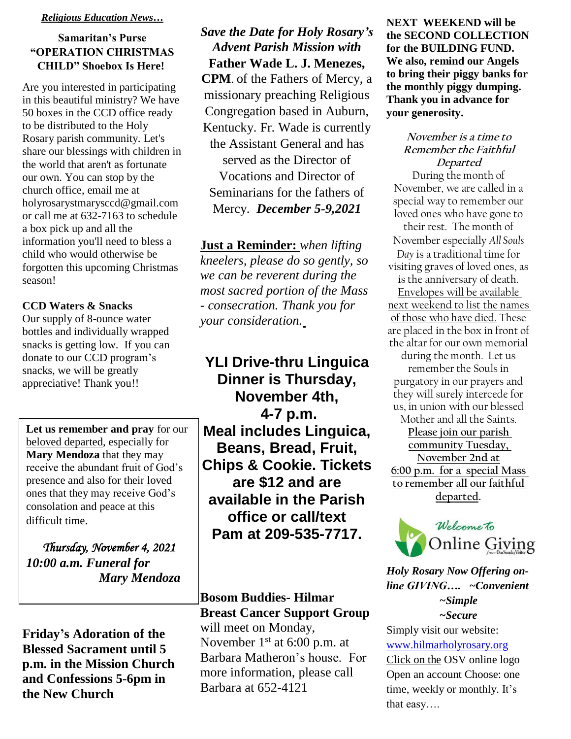***Religious Education News…***

### Samaritan's Purse "OPERATION CHRISTMAS CHILD" Shoebox Is Here!

Are you interested in participating in this beautiful ministry? We have 50 boxes in the CCD office ready to be distributed to the Holy Rosary parish community. Let's share our blessings with children in the world that aren't as fortunate our own. You can stop by the church office, email me at holyrosarystmarysccd@gmail.com or call me at 632-7163 to schedule a box pick up and all the information you'll need to bless a child who would otherwise be forgotten this upcoming Christmas season!

**CCD Waters & Snacks**

Our supply of 8-ounce water bottles and individually wrapped snacks is getting low. If you can donate to our CCD program's snacks, we will be greatly appreciative! Thank you!!

**Let us remember and pray** for our beloved departed, especially for **Mary Mendoza** that they may receive the abundant fruit of God's presence and also for their loved ones that they may receive God's consolation and peace at this difficult time.

*Thursday, November 4, 2021*
***10:00 a.m. Funeral for Mary Mendoza***

**Friday's Adoration of the Blessed Sacrament until 5 p.m. in the Mission Church and Confessions 5-6pm in the New Church**

***Save the Date for Holy Rosary's Advent Parish Mission with*** **Father Wade L. J. Menezes, CPM**. of the Fathers of Mercy, a missionary preaching Religious Congregation based in Auburn, Kentucky. Fr. Wade is currently the Assistant General and has served as the Director of Vocations and Director of Seminarians for the fathers of Mercy. ***December 5-9,2021***

**Just a Reminder:** *when lifting kneelers, please do so gently, so we can be reverent during the most sacred portion of the Mass - consecration. Thank you for your consideration.*

**YLI Drive-thru Linguica Dinner is Thursday, November 4th, 4-7 p.m. Meal includes Linguica, Beans, Bread, Fruit, Chips & Cookie. Tickets are $12 and are available in the Parish office or call/text Pam at 209-535-7717.**

**Bosom Buddies- Hilmar Breast Cancer Support Group** will meet on Monday, November 1st at 6:00 p.m. at Barbara Matheron's house. For more information, please call Barbara at 652-4121

**NEXT WEEKEND will be the SECOND COLLECTION for the BUILDING FUND. We also, remind our Angels to bring their piggy banks for the monthly piggy dumping. Thank you in advance for your generosity.**

***November is a time to Remember the Faithful Departed***

During the month of November, we are called in a special way to remember our loved ones who have gone to their rest. The month of November especially *All Souls Day* is a traditional time for visiting graves of loved ones, as is the anniversary of death. Envelopes will be available next weekend to list the names of those who have died. These are placed in the box in front of the altar for our own memorial during the month. Let us remember the Souls in purgatory in our prayers and they will surely intercede for us, in union with our blessed Mother and all the Saints. **Please join our parish community Tuesday, November 2nd at 6:00 p.m. for a special Mass to remember all our faithful departed**.

Welcome to Online Giving from OurSundayVisitor

***Holy Rosary Now Offering on-line GIVING…. ~Convenient ~Simple ~Secure***

Simply visit our website: www.hilmarholyrosary.org
Click on the OSV online logo
Open an account Choose: one time, weekly or monthly. It's that easy….